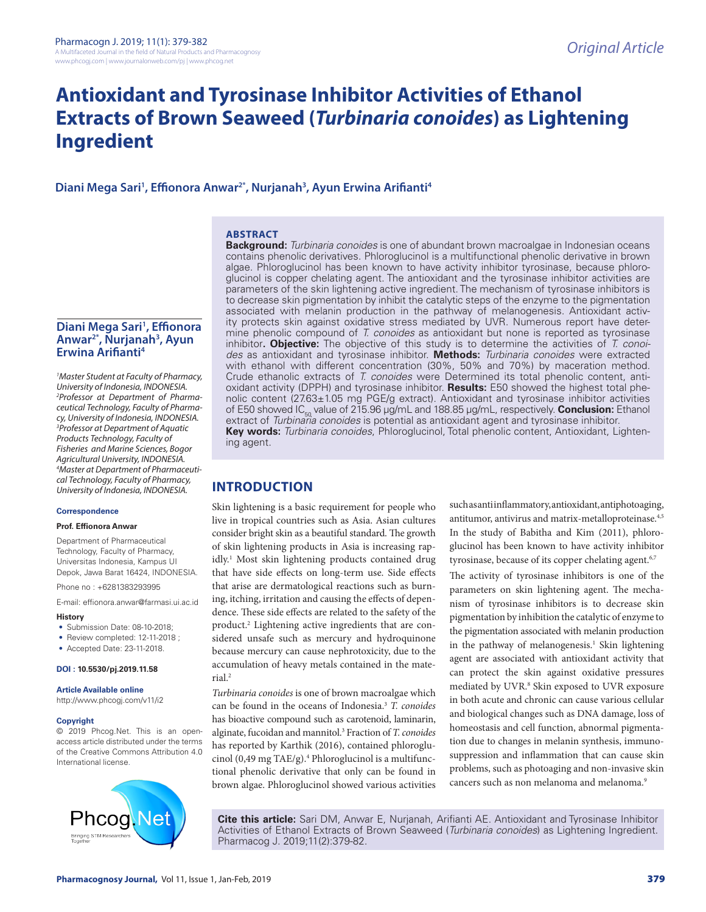*Original Article*

# Antioxidant and Tyrosinase Inhibitor Activities of Ethanol Extracts of Brown Seaweed (*Turbinaria conoides*) as Lightening Ingredient

**Diani Mega Sari[1], Effionora Anwar[2*], Nurjanah[3], Ayun Erwina Arifianti[4]**

## ABSTRACT

**Background:** *Turbinaria conoides* is one of abundant brown macroalgae in Indonesian oceans contains phenolic derivatives. Phloroglucinol is a multifunctional phenolic derivative in brown algae. Phloroglucinol has been known to have activity inhibitor tyrosinase, because phloroglucinol is copper chelating agent. The antioxidant and the tyrosinase inhibitor activities are parameters of the skin lightening active ingredient. The mechanism of tyrosinase inhibitors is to decrease skin pigmentation by inhibit the catalytic steps of the enzyme to the pigmentation associated with melanin production in the pathway of melanogenesis. Antioxidant activity protects skin against oxidative stress mediated by UVR. Numerous report have determine phenolic compound of *T. conoides* as antioxidant but none is reported as tyrosinase inhibitor**. Objective:** The objective of this study is to determine the activities of *T. conoides* as antioxidant and tyrosinase inhibitor. **Methods:** *Turbinaria conoides* were extracted with ethanol with different concentration (30%, 50% and 70%) by maceration method. Crude ethanolic extracts of *T. conoides* were Determined its total phenolic content, antioxidant activity (DPPH) and tyrosinase inhibitor. **Results:** E50 showed the highest total phenolic content (27.63±1.05 mg PGE/g extract). Antioxidant and tyrosinase inhibitor activities of E50 showed $IC_{50}$ value of 215.96 μg/mL and 188.85 μg/mL, respectively. **Conclusion:** Ethanol extract of *Turbinaria conoides* is potential as antioxidant agent and tyrosinase inhibitor.

**Key words:** *Turbinaria conoides*, Phloroglucinol, Total phenolic content, Antioxidant, Lightening agent.

**Diani Mega Sari[1], Effionora Anwar[2*], Nurjanah[3], Ayun Erwina Arifianti[4]**

*[1]Master Student at Faculty of Pharmacy, University of Indonesia, INDONESIA.*
*[2]Professor at Department of Pharmaceutical Technology, Faculty of Pharmacy, University of Indonesia, INDONESIA.*
*[3]Professor at Department of Aquatic Products Technology, Faculty of Fisheries and Marine Sciences, Bogor Agricultural University, INDONESIA.*
*[4]Master at Department of Pharmaceutical Technology, Faculty of Pharmacy, University of Indonesia, INDONESIA.*

**Correspondence**

**Prof. Effionora Anwar**

Department of Pharmaceutical Technology, Faculty of Pharmacy, Universitas Indonesia, Kampus UI Depok, Jawa Barat 16424, INDONESIA.

Phone no : +6281383293995

E-mail: effionora.anwar@farmasi.ui.ac.id

**History**

- Submission Date: 08-10-2018;
- Review completed: 12-11-2018 ;
- Accepted Date: 23-11-2018.

**DOI : 10.5530/pj.2019.11.58**

**Article Available online**

http://www.phcogj.com/v11/i2

**Copyright**

© 2019 Phcog.Net. This is an open-access article distributed under the terms of the Creative Commons Attribution 4.0 International license.

## INTRODUCTION

Skin lightening is a basic requirement for people who live in tropical countries such as Asia. Asian cultures consider bright skin as a beautiful standard. The growth of skin lightening products in Asia is increasing rapidly.[1] Most skin lightening products contained drug that have side effects on long-term use. Side effects that arise are dermatological reactions such as burning, itching, irritation and causing the effects of dependence. These side effects are related to the safety of the product.[2] Lightening active ingredients that are considered unsafe such as mercury and hydroquinone because mercury can cause nephrotoxicity, due to the accumulation of heavy metals contained in the material.[2]

*Turbinaria conoides* is one of brown macroalgae which can be found in the oceans of Indonesia.[3] *T. conoides* has bioactive compound such as carotenoid, laminarin, alginate, fucoidan and mannitol.[3] Fraction of *T. conoides* has reported by Karthik (2016), contained phloroglucinol (0,49 mg TAE/g).[4] Phloroglucinol is a multifunctional phenolic derivative that only can be found in brown algae. Phloroglucinol showed various activities such as anti inflammatory, antioxidant, antiphotoaging, antitumor, antivirus and matrix-metalloproteinase.[4,5] In the study of Babitha and Kim (2011), phloroglucinol has been known to have activity inhibitor tyrosinase, because of its copper chelating agent.[6,7]

The activity of tyrosinase inhibitors is one of the parameters on skin lightening agent. The mechanism of tyrosinase inhibitors is to decrease skin pigmentation by inhibition the catalytic of enzyme to the pigmentation associated with melanin production in the pathway of melanogenesis.[1] Skin lightening agent are associated with antioxidant activity that can protect the skin against oxidative pressures mediated by UVR.[8] Skin exposed to UVR exposure in both acute and chronic can cause various cellular and biological changes such as DNA damage, loss of homeostasis and cell function, abnormal pigmentation due to changes in melanin synthesis, immunosuppression and inflammation that can cause skin problems, such as photoaging and non-invasive skin cancers such as non melanoma and melanoma.[9]

**Cite this article:** Sari DM, Anwar E, Nurjanah, Arifianti AE. Antioxidant and Tyrosinase Inhibitor Activities of Ethanol Extracts of Brown Seaweed (*Turbinaria conoides*) as Lightening Ingredient. Pharmacog J. 2019;11(2):379-82.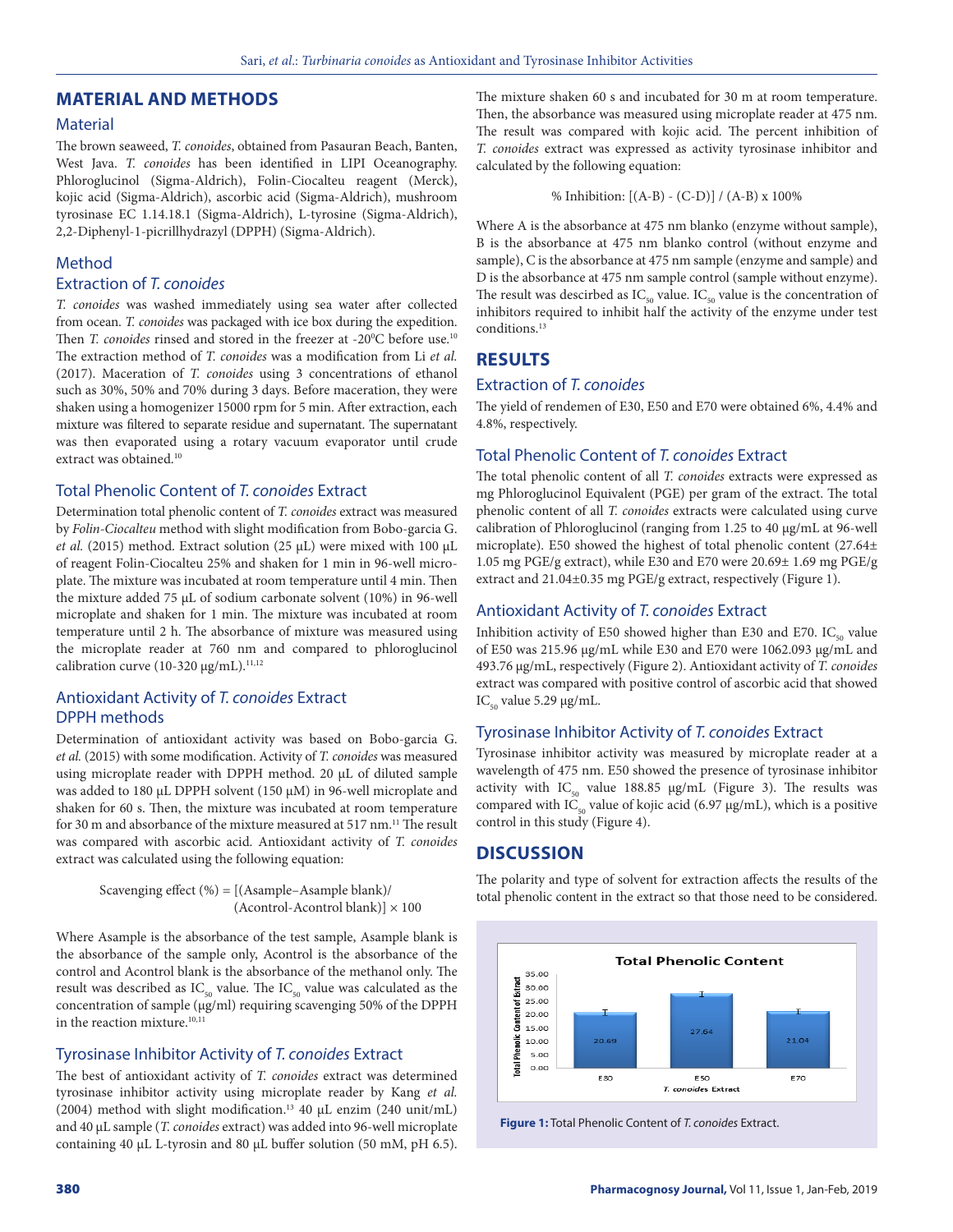## MATERIAL AND METHODS

### Material

The brown seaweed, *T. conoides*, obtained from Pasauran Beach, Banten, West Java. *T. conoides* has been identified in LIPI Oceanography. Phloroglucinol (Sigma-Aldrich), Folin-Ciocalteu reagent (Merck), kojic acid (Sigma-Aldrich), ascorbic acid (Sigma-Aldrich), mushroom tyrosinase EC 1.14.18.1 (Sigma-Aldrich), L-tyrosine (Sigma-Aldrich), 2,2-Diphenyl-1-picrillhydrazyl (DPPH) (Sigma-Aldrich).

### Method

### Extraction of *T. conoides*

*T. conoides* was washed immediately using sea water after collected from ocean. *T. conoides* was packaged with ice box during the expedition. Then *T. conoides* rinsed and stored in the freezer at -20$^0$C before use.[10] The extraction method of *T. conoides* was a modification from Li *et al.* (2017). Maceration of *T. conoides* using 3 concentrations of ethanol such as 30%, 50% and 70% during 3 days. Before maceration, they were shaken using a homogenizer 15000 rpm for 5 min. After extraction, each mixture was filtered to separate residue and supernatant. The supernatant was then evaporated using a rotary vacuum evaporator until crude extract was obtained.[10]

### Total Phenolic Content of *T. conoides* Extract

Determination total phenolic content of *T. conoides* extract was measured by *Folin-Ciocalteu* method with slight modification from Bobo-garcia G. *et al.* (2015) method. Extract solution (25 µL) were mixed with 100 µL of reagent Folin-Ciocalteu 25% and shaken for 1 min in 96-well microplate. The mixture was incubated at room temperature until 4 min. Then the mixture added 75 µL of sodium carbonate solvent (10%) in 96-well microplate and shaken for 1 min. The mixture was incubated at room temperature until 2 h. The absorbance of mixture was measured using the microplate reader at 760 nm and compared to phloroglucinol calibration curve (10-320 µg/mL).[11,12]

### Antioxidant Activity of *T. conoides* Extract DPPH methods

Determination of antioxidant activity was based on Bobo-garcia G. *et al.* (2015) with some modification. Activity of *T. conoides* was measured using microplate reader with DPPH method. 20 µL of diluted sample was added to 180 µL DPPH solvent (150 µM) in 96-well microplate and shaken for 60 s. Then, the mixture was incubated at room temperature for 30 m and absorbance of the mixture measured at 517 nm.[11] The result was compared with ascorbic acid. Antioxidant activity of *T. conoides* extract was calculated using the following equation:

$$\text{Scavenging effect (\%)} = [(\text{Asample}-\text{Asample blank})/(\text{Acontrol}-\text{Acontrol blank})] \times 100$$

Where Asample is the absorbance of the test sample, Asample blank is the absorbance of the sample only, Acontrol is the absorbance of the control and Acontrol blank is the absorbance of the methanol only. The result was described as $IC_{50}$ value. The $IC_{50}$ value was calculated as the concentration of sample (µg/ml) requiring scavenging 50% of the DPPH in the reaction mixture.[10,11]

### Tyrosinase Inhibitor Activity of *T. conoides* Extract

The best of antioxidant activity of *T. conoides* extract was determined tyrosinase inhibitor activity using microplate reader by Kang *et al.* (2004) method with slight modification.[13] 40 µL enzim (240 unit/mL) and 40 µL sample (*T. conoides* extract) was added into 96-well microplate containing 40 µL L-tyrosin and 80 µL buffer solution (50 mM, pH 6.5). The mixture shaken 60 s and incubated for 30 m at room temperature. Then, the absorbance was measured using microplate reader at 475 nm. The result was compared with kojic acid. The percent inhibition of *T. conoides* extract was expressed as activity tyrosinase inhibitor and calculated by the following equation:

$$\text{\% Inhibition: } [(A-B) - (C-D)] / (A-B) \times 100\%$$

Where A is the absorbance at 475 nm blanko (enzyme without sample), B is the absorbance at 475 nm blanko control (without enzyme and sample), C is the absorbance at 475 nm sample (enzyme and sample) and D is the absorbance at 475 nm sample control (sample without enzyme). The result was described as $IC_{50}$ value. $IC_{50}$ value is the concentration of inhibitors required to inhibit half the activity of the enzyme under test conditions.[13]

## RESULTS

### Extraction of *T. conoides*

The yield of rendemen of E30, E50 and E70 were obtained 6%, 4.4% and 4.8%, respectively.

### Total Phenolic Content of *T. conoides* Extract

The total phenolic content of all *T. conoides* extracts were expressed as mg Phloroglucinol Equivalent (PGE) per gram of the extract. The total phenolic content of all *T. conoides* extracts were calculated using curve calibration of Phloroglucinol (ranging from 1.25 to 40 µg/mL at 96-well microplate). E50 showed the highest of total phenolic content (27.64± 1.05 mg PGE/g extract), while E30 and E70 were 20.69± 1.69 mg PGE/g extract and 21.04±0.35 mg PGE/g extract, respectively (Figure 1).

### Antioxidant Activity of *T. conoides* Extract

Inhibition activity of E50 showed higher than E30 and E70. $IC_{50}$ value of E50 was 215.96 µg/mL while E30 and E70 were 1062.093 µg/mL and 493.76 µg/mL, respectively (Figure 2). Antioxidant activity of *T. conoides* extract was compared with positive control of ascorbic acid that showed $IC_{50}$ value 5.29 µg/mL.

### Tyrosinase Inhibitor Activity of *T. conoides* Extract

Tyrosinase inhibitor activity was measured by microplate reader at a wavelength of 475 nm. E50 showed the presence of tyrosinase inhibitor activity with $IC_{50}$ value 188.85 µg/mL (Figure 3). The results was compared with $IC_{50}$ value of kojic acid (6.97 µg/mL), which is a positive control in this study (Figure 4).

## DISCUSSION

The polarity and type of solvent for extraction affects the results of the total phenolic content in the extract so that those need to be considered.

**Figure 1:** Total Phenolic Content of *T. conoides* Extract.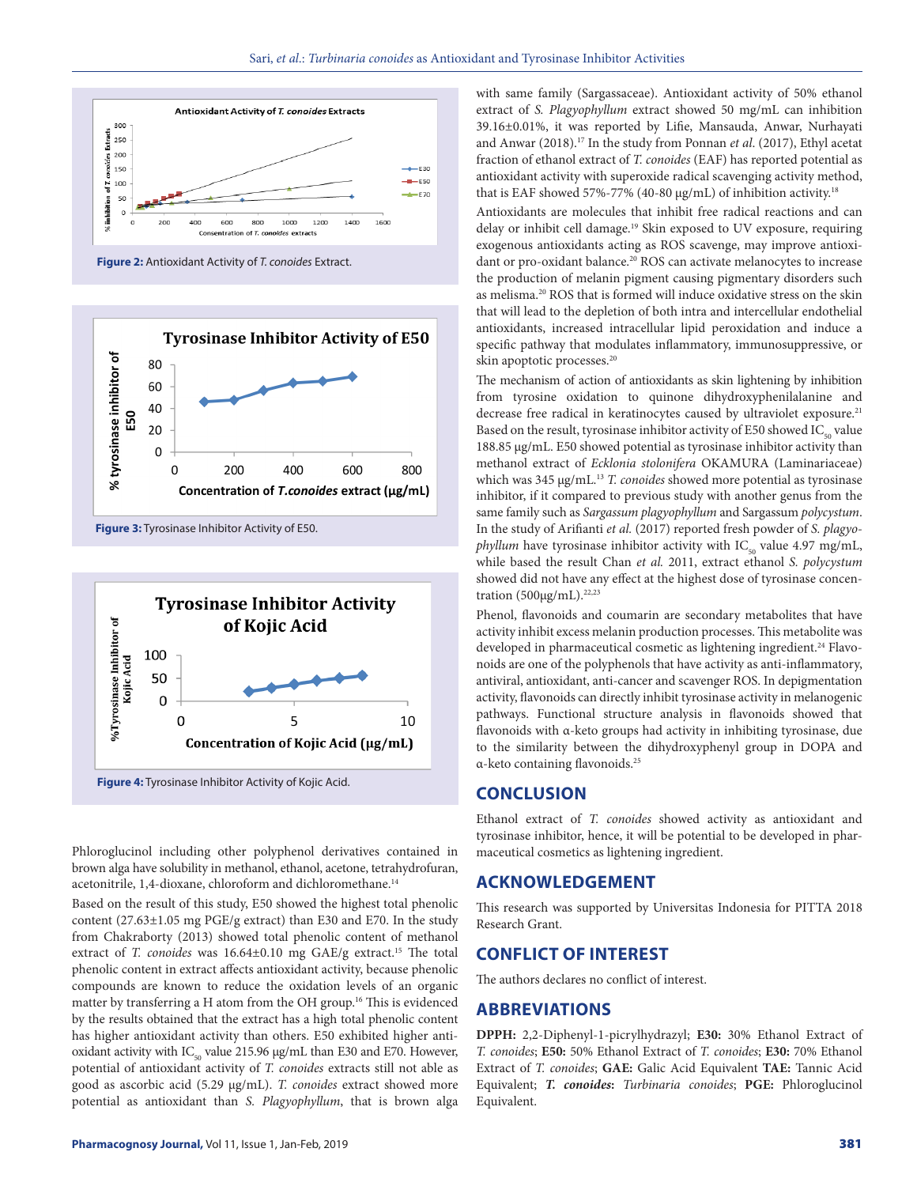Figure 2: Antioxidant Activity of *T. conoides* Extract.

Figure 3: Tyrosinase Inhibitor Activity of E50.

Figure 4: Tyrosinase Inhibitor Activity of Kojic Acid.

Phloroglucinol including other polyphenol derivatives contained in brown alga have solubility in methanol, ethanol, acetone, tetrahydrofuran, acetonitrile, 1,4-dioxane, chloroform and dichloromethane.[14]

Based on the result of this study, E50 showed the highest total phenolic content (27.63±1.05 mg PGE/g extract) than E30 and E70. In the study from Chakraborty (2013) showed total phenolic content of methanol extract of *T. conoides* was 16.64±0.10 mg GAE/g extract.[15] The total phenolic content in extract affects antioxidant activity, because phenolic compounds are known to reduce the oxidation levels of an organic matter by transferring a H atom from the OH group.[16] This is evidenced by the results obtained that the extract has a high total phenolic content has higher antioxidant activity than others. E50 exhibited higher antioxidant activity with $IC_{50}$ value 215.96 µg/mL than E30 and E70. However, potential of antioxidant activity of *T. conoides* extracts still not able as good as ascorbic acid (5.29 µg/mL). *T. conoides* extract showed more potential as antioxidant than *S. Plagyophyllum*, that is brown alga with same family (Sargassaceae). Antioxidant activity of 50% ethanol extract of *S. Plagyophyllum* extract showed 50 mg/mL can inhibition 39.16±0.01%, it was reported by Lifie, Mansauda, Anwar, Nurhayati and Anwar (2018).[17] In the study from Ponnan *et al*. (2017), Ethyl acetat fraction of ethanol extract of *T. conoides* (EAF) has reported potential as antioxidant activity with superoxide radical scavenging activity method, that is EAF showed 57%-77% (40-80 µg/mL) of inhibition activity.[18]

Antioxidants are molecules that inhibit free radical reactions and can delay or inhibit cell damage.[19] Skin exposed to UV exposure, requiring exogenous antioxidants acting as ROS scavenge, may improve antioxidant or pro-oxidant balance.[20] ROS can activate melanocytes to increase the production of melanin pigment causing pigmentary disorders such as melisma.[20] ROS that is formed will induce oxidative stress on the skin that will lead to the depletion of both intra and intercellular endothelial antioxidants, increased intracellular lipid peroxidation and induce a specific pathway that modulates inflammatory, immunosuppressive, or skin apoptotic processes.[20]

The mechanism of action of antioxidants as skin lightening by inhibition from tyrosine oxidation to quinone dihydroxyphenilalanine and decrease free radical in keratinocytes caused by ultraviolet exposure.[21] Based on the result, tyrosinase inhibitor activity of E50 showed $IC_{50}$ value 188.85 µg/mL. E50 showed potential as tyrosinase inhibitor activity than methanol extract of *Ecklonia stolonifera* OKAMURA (Laminariaceae) which was 345 µg/mL.[13] *T. conoides* showed more potential as tyrosinase inhibitor, if it compared to previous study with another genus from the same family such as *Sargassum plagyophyllum* and Sargassum *polycystum*. In the study of Arifianti *et al.* (2017) reported fresh powder of *S. plagyophyllum* have tyrosinase inhibitor activity with $IC_{50}$ value 4.97 mg/mL, while based the result Chan *et al.* 2011, extract ethanol *S. polycystum* showed did not have any effect at the highest dose of tyrosinase concentration (500µg/mL).[22,23]

Phenol, flavonoids and coumarin are secondary metabolites that have activity inhibit excess melanin production processes. This metabolite was developed in pharmaceutical cosmetic as lightening ingredient.[24] Flavonoids are one of the polyphenols that have activity as anti-inflammatory, antiviral, antioxidant, anti-cancer and scavenger ROS. In depigmentation activity, flavonoids can directly inhibit tyrosinase activity in melanogenic pathways. Functional structure analysis in flavonoids showed that flavonoids with α-keto groups had activity in inhibiting tyrosinase, due to the similarity between the dihydroxyphenyl group in DOPA and α-keto containing flavonoids.[25]

## CONCLUSION

Ethanol extract of *T. conoides* showed activity as antioxidant and tyrosinase inhibitor, hence, it will be potential to be developed in pharmaceutical cosmetics as lightening ingredient.

## ACKNOWLEDGEMENT

This research was supported by Universitas Indonesia for PITTA 2018 Research Grant.

## CONFLICT OF INTEREST

The authors declares no conflict of interest.

## ABBREVIATIONS

**DPPH:** 2,2-Diphenyl-1-picrylhydrazyl; **E30:** 30% Ethanol Extract of *T. conoides*; **E50:** 50% Ethanol Extract of *T. conoides*; **E30:** 70% Ethanol Extract of *T. conoides*; **GAE:** Galic Acid Equivalent **TAE:** Tannic Acid Equivalent; ***T. conoides*:** *Turbinaria conoides*; **PGE:** Phloroglucinol Equivalent.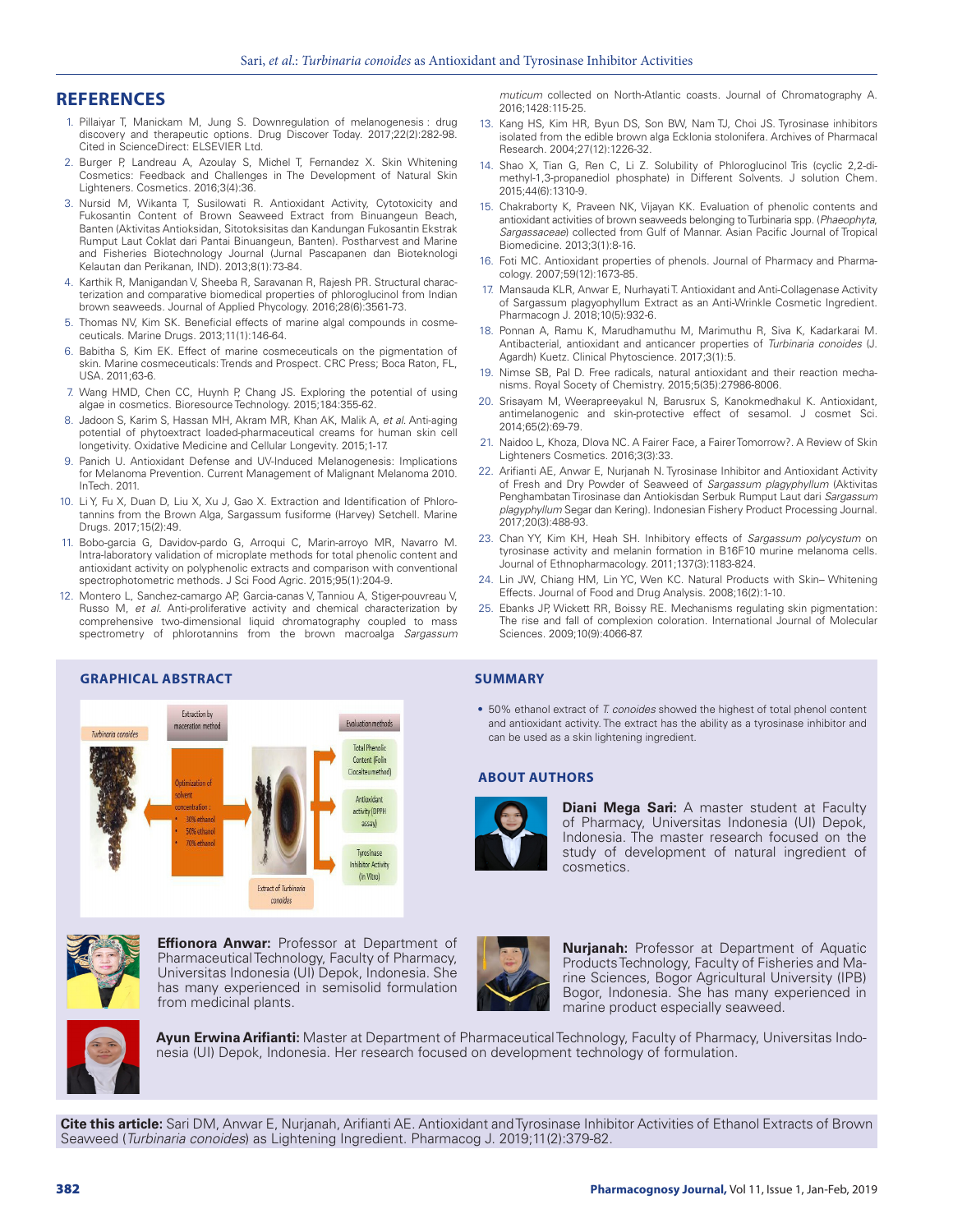## REFERENCES

1. Pillaiyar T, Manickam M, Jung S. Downregulation of melanogenesis : drug discovery and therapeutic options. Drug Discover Today. 2017;22(2):282-98. Cited in ScienceDirect: ELSEVIER Ltd.
2. Burger P, Landreau A, Azoulay S, Michel T, Fernandez X. Skin Whitening Cosmetics: Feedback and Challenges in The Development of Natural Skin Lighteners. Cosmetics. 2016;3(4):36.
3. Nursid M, Wikanta T, Susilowati R. Antioxidant Activity, Cytotoxicity and Fukosantin Content of Brown Seaweed Extract from Binuangeun Beach, Banten (Aktivitas Antioksidan, Sitotoksisitas dan Kandungan Fukosantin Ekstrak Rumput Laut Coklat dari Pantai Binuangeun, Banten). Postharvest and Marine and Fisheries Biotechnology Journal (Jurnal Pascapanen dan Bioteknologi Kelautan dan Perikanan, IND). 2013;8(1):73-84.
4. Karthik R, Manigandan V, Sheeba R, Saravanan R, Rajesh PR. Structural characterization and comparative biomedical properties of phloroglucinol from Indian brown seaweeds. Journal of Applied Phycology. 2016;28(6):3561-73.
5. Thomas NV, Kim SK. Beneficial effects of marine algal compounds in cosmeceuticals. Marine Drugs. 2013;11(1):146-64.
6. Babitha S, Kim EK. Effect of marine cosmeceuticals on the pigmentation of skin. Marine cosmeceuticals: Trends and Prospect. CRC Press; Boca Raton, FL, USA. 2011;63-6.
7. Wang HMD, Chen CC, Huynh P, Chang JS. Exploring the potential of using algae in cosmetics. Bioresource Technology. 2015;184:355-62.
8. Jadoon S, Karim S, Hassan MH, Akram MR, Khan AK, Malik A, *et al.* Anti-aging potential of phytoextract loaded-pharmaceutical creams for human skin cell longetivity. Oxidative Medicine and Cellular Longevity. 2015;1-17.
9. Panich U. Antioxidant Defense and UV-Induced Melanogenesis: Implications for Melanoma Prevention. Current Management of Malignant Melanoma 2010. InTech. 2011.
10. Li Y, Fu X, Duan D, Liu X, Xu J, Gao X. Extraction and Identification of Phlorotannins from the Brown Alga, Sargassum fusiforme (Harvey) Setchell. Marine Drugs. 2017;15(2):49.
11. Bobo-garcia G, Davidov-pardo G, Arroqui C, Marin-arroyo MR, Navarro M. Intra-laboratory validation of microplate methods for total phenolic content and antioxidant activity on polyphenolic extracts and comparison with conventional spectrophotometric methods. J Sci Food Agric. 2015;95(1):204-9.
12. Montero L, Sanchez-camargo AP, Garcia-canas V, Tanniou A, Stiger-pouvreau V, Russo M, *et al.* Anti-proliferative activity and chemical characterization by comprehensive two-dimensional liquid chromatography coupled to mass spectrometry of phlorotannins from the brown macroalga *Sargassum muticum* collected on North-Atlantic coasts. Journal of Chromatography A. 2016;1428:115-25.
13. Kang HS, Kim HR, Byun DS, Son BW, Nam TJ, Choi JS. Tyrosinase inhibitors isolated from the edible brown alga Ecklonia stolonifera. Archives of Pharmacal Research. 2004;27(12):1226-32.
14. Shao X, Tian G, Ren C, Li Z. Solubility of Phloroglucinol Tris (cyclic 2,2-dimethyl-1,3-propanediol phosphate) in Different Solvents. J solution Chem. 2015;44(6):1310-9.
15. Chakraborty K, Praveen NK, Vijayan KK. Evaluation of phenolic contents and antioxidant activities of brown seaweeds belonging to Turbinaria spp. (*Phaeophyta, Sargassaceae*) collected from Gulf of Mannar. Asian Pacific Journal of Tropical Biomedicine. 2013;3(1):8-16.
16. Foti MC. Antioxidant properties of phenols. Journal of Pharmacy and Pharmacology. 2007;59(12):1673-85.
17. Mansauda KLR, Anwar E, Nurhayati T. Antioxidant and Anti-Collagenase Activity of Sargassum plagyophyllum Extract as an Anti-Wrinkle Cosmetic Ingredient. Pharmacogn J. 2018;10(5):932-6.
18. Ponnan A, Ramu K, Marudhamuthu M, Marimuthu R, Siva K, Kadarkarai M. Antibacterial, antioxidant and anticancer properties of *Turbinaria conoides* (J. Agardh) Kuetz. Clinical Phytoscience. 2017;3(1):5.
19. Nimse SB, Pal D. Free radicals, natural antioxidant and their reaction mechanisms. Royal Socety of Chemistry. 2015;5(35):27986-8006.
20. Srisayam M, Weerapreeyakul N, Barusrux S, Kanokmedhakul K. Antioxidant, antimelanogenic and skin-protective effect of sesamol. J cosmet Sci. 2014;65(2):69-79.
21. Naidoo L, Khoza, Dlova NC. A Fairer Face, a Fairer Tomorrow?. A Review of Skin Lighteners Cosmetics. 2016;3(3):33.
22. Arifianti AE, Anwar E, Nurjanah N. Tyrosinase Inhibitor and Antioxidant Activity of Fresh and Dry Powder of Seaweed of *Sargassum plagyphyllum* (Aktivitas Penghambatan Tirosinase dan Antioksidan Serbuk Rumput Laut dari *Sargassum plagyphyllum* Segar dan Kering). Indonesian Fishery Product Processing Journal. 2017;20(3):488-93.
23. Chan YY, Kim KH, Heah SH. Inhibitory effects of *Sargassum polycystum* on tyrosinase activity and melanin formation in B16F10 murine melanoma cells. Journal of Ethnopharmacology. 2011;137(3):1183-824.
24. Lin JW, Chiang HM, Lin YC, Wen KC. Natural Products with Skin– Whitening Effects. Journal of Food and Drug Analysis. 2008;16(2):1-10.
25. Ebanks JP, Wickett RR, Boissy RE. Mechanisms regulating skin pigmentation: The rise and fall of complexion coloration. International Journal of Molecular Sciences. 2009;10(9):4066-87.

## GRAPHICAL ABSTRACT

Turbinaria conoides

Extraction by maceration method

Optimization of solvent concentration :
- 30% ethanol
- 50% ethanol
- 70% ethanol

Extract of Turbinaria conoides

Evaluation methods

Total Phenolic Content (Folin Ciocalteu method)

Antioxidant activity (DPPH assay)

Tyrosinase Inhibitor Activity (In Vitro)

## SUMMARY

- 50% ethanol extract of *T. conoides* showed the highest of total phenol content and antioxidant activity. The extract has the ability as a tyrosinase inhibitor and can be used as a skin lightening ingredient.

## ABOUT AUTHORS

**Diani Mega Sari:** A master student at Faculty of Pharmacy, Universitas Indonesia (UI) Depok, Indonesia. The master research focused on the study of development of natural ingredient of cosmetics.

**Effionora Anwar:** Professor at Department of Pharmaceutical Technology, Faculty of Pharmacy, Universitas Indonesia (UI) Depok, Indonesia. She has many experienced in semisolid formulation from medicinal plants.

**Nurjanah:** Professor at Department of Aquatic Products Technology, Faculty of Fisheries and Marine Sciences, Bogor Agricultural University (IPB) Bogor, Indonesia. She has many experienced in marine product especially seaweed.

**Ayun Erwina Arifianti:** Master at Department of Pharmaceutical Technology, Faculty of Pharmacy, Universitas Indonesia (UI) Depok, Indonesia. Her research focused on development technology of formulation.

**Cite this article:** Sari DM, Anwar E, Nurjanah, Arifianti AE. Antioxidant and Tyrosinase Inhibitor Activities of Ethanol Extracts of Brown Seaweed (*Turbinaria conoides*) as Lightening Ingredient. Pharmacog J. 2019;11(2):379-82.